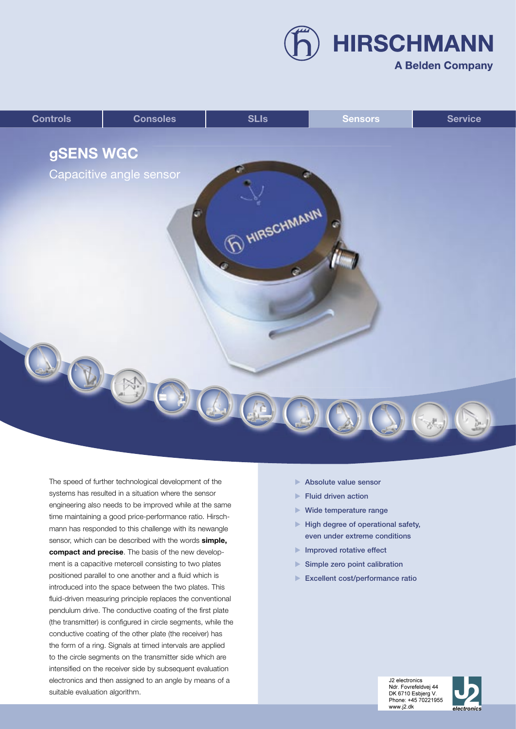HIRSCHMANN

A Belden Company

Controls | Consoles | SLIs | Sensors | Service

# gSENS WGC

## Capacitive angle sensor

The speed of further technological development of the systems has resulted in a situation where the sensor engineering also needs to be improved while at the same time maintaining a good price-performance ratio. Hirschmann has responded to this challenge with its newangle sensor, which can be described with the words **simple, compact and precise**. The basis of the new development is a capacitive metercell consisting to two plates positioned parallel to one another and a fluid which is introduced into the space between the two plates. This fluid-driven measuring principle replaces the conventional pendulum drive. The conductive coating of the first plate (the transmitter) is configured in circle segments, while the conductive coating of the other plate (the receiver) has the form of a ring. Signals at timed intervals are applied to the circle segments on the transmitter side which are intensified on the receiver side by subsequent evaluation electronics and then assigned to an angle by means of a suitable evaluation algorithm.

- Absolute value sensor
- Fluid driven action
- Wide temperature range
- High degree of operational safety, even under extreme conditions
- Improved rotative effect
- Simple zero point calibration
- Excellent cost/performance ratio

J2 electronics
Ndr. Fovrefeldvej 44
DK 6710 Esbjerg V.
Phone: +45 70221955
www.j2.dk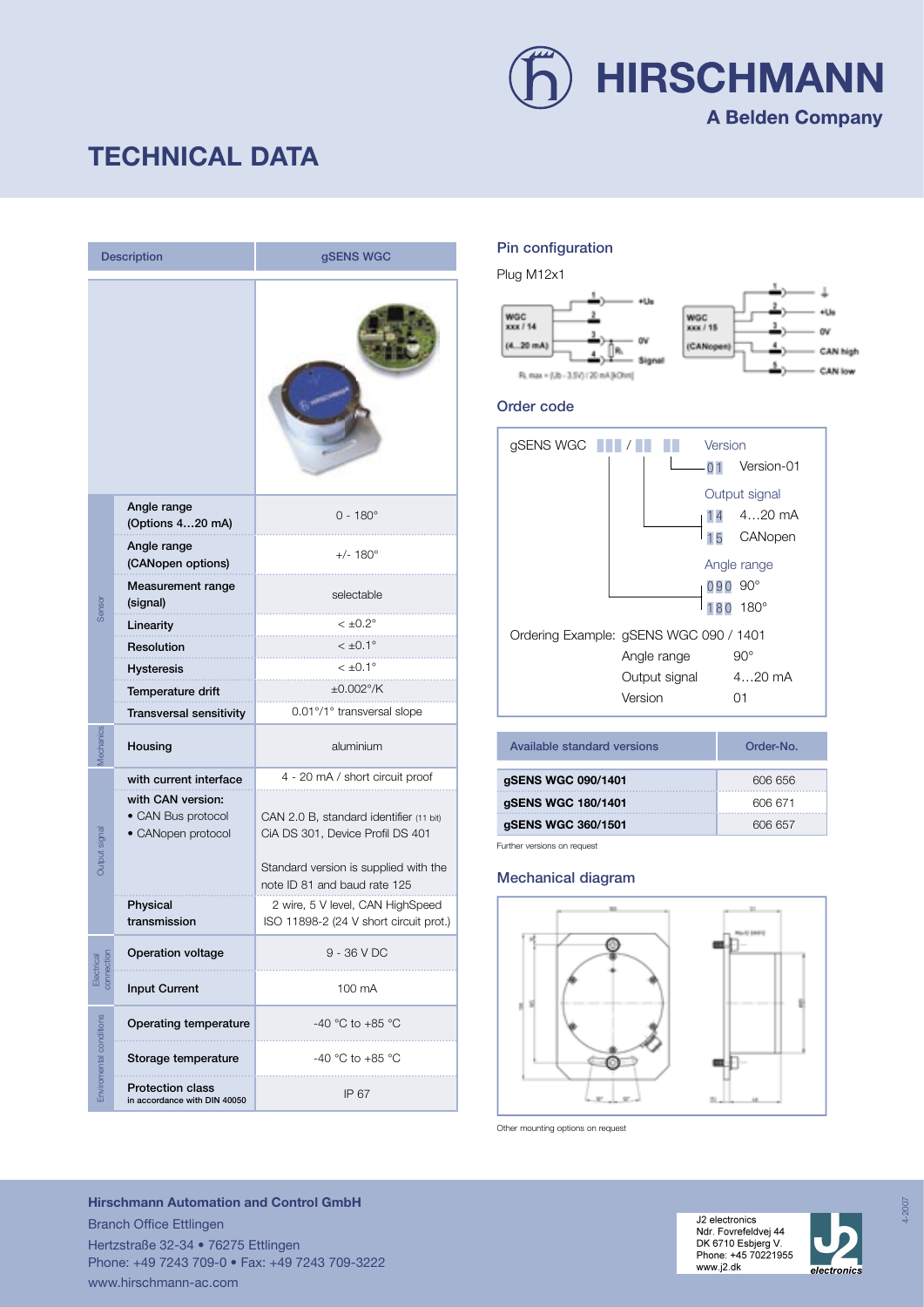# TECHNICAL DATA

| Description | | gSENS WGC |
|---|---|---|
| Sensor | Angle range (Options 4…20 mA) | 0 - 180° |
| | Angle range (CANopen options) | +/- 180° |
| | Measurement range (signal) | selectable |
| | Linearity | < ±0.2° |
| | Resolution | < ±0.1° |
| | Hysteresis | < ±0.1° |
| | Temperature drift | ±0.002°/K |
| | Transversal sensitivity | 0.01°/1° transversal slope |
| Mechanics | Housing | aluminium |
| Output signal | with current interface | 4 - 20 mA / short circuit proof |
| | with CAN version: • CAN Bus protocol • CANopen protocol | CAN 2.0 B, standard identifier (11 bit) CiA DS 301, Device Profil DS 401 Standard version is supplied with the note ID 81 and baud rate 125 |
| | Physical transmission | 2 wire, 5 V level, CAN HighSpeed ISO 11898-2 (24 V short circuit prot.) |
| Electrical connection | Operation voltage | 9 - 36 V DC |
| | Input Current | 100 mA |
| Enviromental conditions | Operating temperature | -40 °C to +85 °C |
| | Storage temperature | -40 °C to +85 °C |
| | Protection class in accordance with DIN 40050 | IP 67 |

## Pin configuration

Plug M12x1

WGC xxx / 14 (4...20 mA): 1 +Ub, 2, 3 0V, 4 Signal, $R_L$

$R_L$ max = (Ub - 3.5V) / 20 mA [kOhm]

WGC xxx / 15 (CANopen): 1 ⏚, 2 +Ub, 3 0V, 4 CAN high, 5 CAN low

## Order code

gSENS WGC ▮▮▮ / ▮▮ ▮▮

Version
- 01 Version-01

Output signal
- 14 4…20 mA
- 15 CANopen

Angle range
- 090 90°
- 180 180°

Ordering Example: gSENS WGC 090 / 1401

| | |
|---|---|
| Angle range | 90° |
| Output signal | 4…20 mA |
| Version | 01 |

| Available standard versions | Order-No. |
|---|---|
| gSENS WGC 090/1401 | 606 656 |
| gSENS WGC 180/1401 | 606 671 |
| gSENS WGC 360/1501 | 606 657 |

Further versions on request

## Mechanical diagram

Other mounting options on request

**Hirschmann Automation and Control GmbH**

Branch Office Ettlingen
Hertzstraße 32-34 • 76275 Ettlingen
Phone: +49 7243 709-0 • Fax: +49 7243 709-3222
www.hirschmann-ac.com

J2 electronics
Ndr. Fovrefeldvej 44
DK 6710 Esbjerg V.
Phone: +45 70221955
www.j2.dk